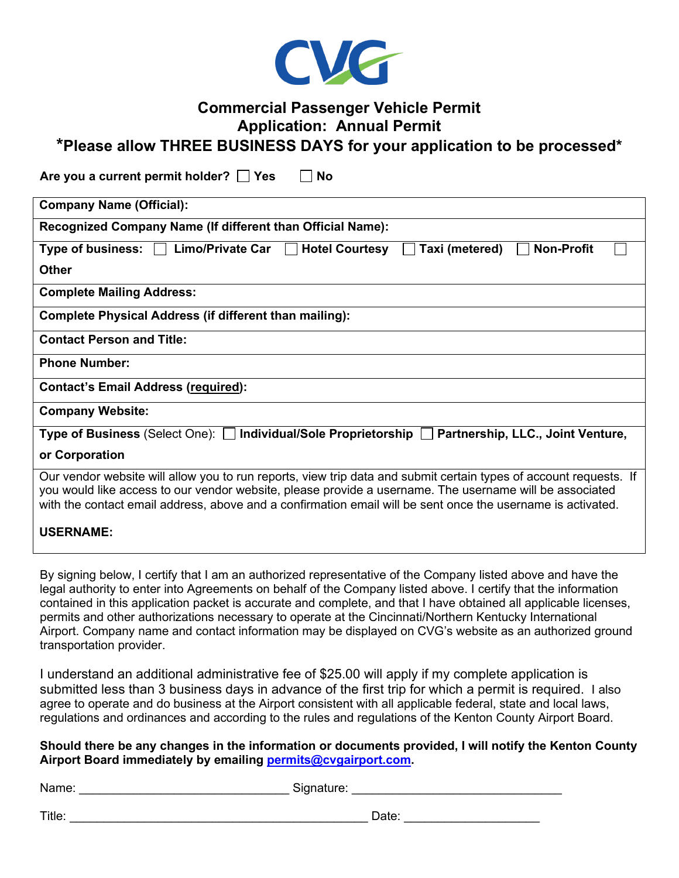CVG

# Commercial Passenger Vehicle Permit
## Application: Annual Permit
### *Please allow THREE BUSINESS DAYS for your application to be processed*

**Are you a current permit holder?** ☐ **Yes** ☐ **No**

| |
|---|
| **Company Name (Official):** |
| **Recognized Company Name (If different than Official Name):** |
| **Type of business:** ☐ **Limo/Private Car** ☐ **Hotel Courtesy** ☐ **Taxi (metered)** ☐ **Non-Profit** ☐ **Other** |
| **Complete Mailing Address:** |
| **Complete Physical Address (if different than mailing):** |
| **Contact Person and Title:** |
| **Phone Number:** |
| **Contact's Email Address (required):** |
| **Company Website:** |
| **Type of Business** (Select One): ☐ **Individual/Sole Proprietorship** ☐ **Partnership, LLC., Joint Venture, or Corporation** |
| Our vendor website will allow you to run reports, view trip data and submit certain types of account requests. If you would like access to our vendor website, please provide a username. The username will be associated with the contact email address, above and a confirmation email will be sent once the username is activated. **USERNAME:** |

By signing below, I certify that I am an authorized representative of the Company listed above and have the legal authority to enter into Agreements on behalf of the Company listed above. I certify that the information contained in this application packet is accurate and complete, and that I have obtained all applicable licenses, permits and other authorizations necessary to operate at the Cincinnati/Northern Kentucky International Airport. Company name and contact information may be displayed on CVG's website as an authorized ground transportation provider.

I understand an additional administrative fee of $25.00 will apply if my complete application is submitted less than 3 business days in advance of the first trip for which a permit is required. I also agree to operate and do business at the Airport consistent with all applicable federal, state and local laws, regulations and ordinances and according to the rules and regulations of the Kenton County Airport Board.

**Should there be any changes in the information or documents provided, I will notify the Kenton County Airport Board immediately by emailing permits@cvgairport.com.**

Name: ______________________________ Signature: ______________________________

Title: ____________________________________________ Date: ___________________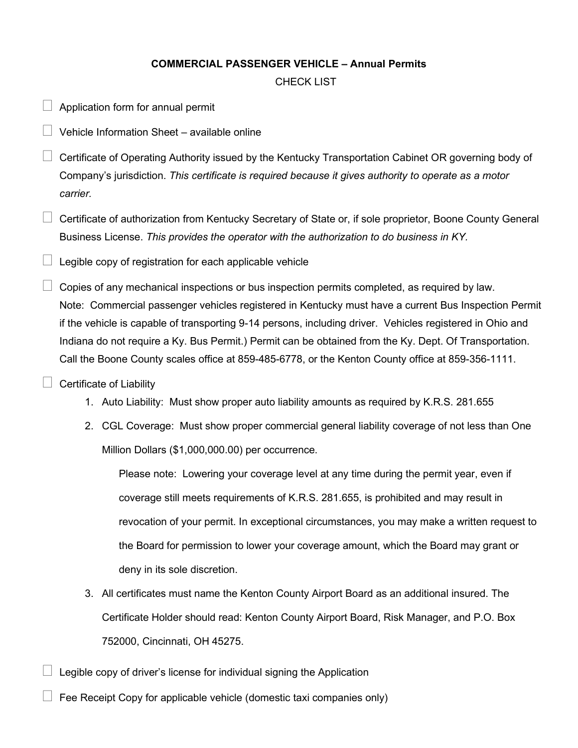**COMMERCIAL PASSENGER VEHICLE – Annual Permits**

CHECK LIST

- ☐ Application form for annual permit
- ☐ Vehicle Information Sheet – available online
- ☐ Certificate of Operating Authority issued by the Kentucky Transportation Cabinet OR governing body of Company's jurisdiction. *This certificate is required because it gives authority to operate as a motor carrier.*
- ☐ Certificate of authorization from Kentucky Secretary of State or, if sole proprietor, Boone County General Business License. *This provides the operator with the authorization to do business in KY.*
- ☐ Legible copy of registration for each applicable vehicle
- ☐ Copies of any mechanical inspections or bus inspection permits completed, as required by law. Note: Commercial passenger vehicles registered in Kentucky must have a current Bus Inspection Permit if the vehicle is capable of transporting 9-14 persons, including driver. Vehicles registered in Ohio and Indiana do not require a Ky. Bus Permit.) Permit can be obtained from the Ky. Dept. Of Transportation. Call the Boone County scales office at 859-485-6778, or the Kenton County office at 859-356-1111.
- ☐ Certificate of Liability
    1. Auto Liability: Must show proper auto liability amounts as required by K.R.S. 281.655
    2. CGL Coverage: Must show proper commercial general liability coverage of not less than One Million Dollars ($1,000,000.00) per occurrence.

        Please note: Lowering your coverage level at any time during the permit year, even if coverage still meets requirements of K.R.S. 281.655, is prohibited and may result in revocation of your permit. In exceptional circumstances, you may make a written request to the Board for permission to lower your coverage amount, which the Board may grant or deny in its sole discretion.

    3. All certificates must name the Kenton County Airport Board as an additional insured. The Certificate Holder should read: Kenton County Airport Board, Risk Manager, and P.O. Box 752000, Cincinnati, OH 45275.
- ☐ Legible copy of driver's license for individual signing the Application
- ☐ Fee Receipt Copy for applicable vehicle (domestic taxi companies only)